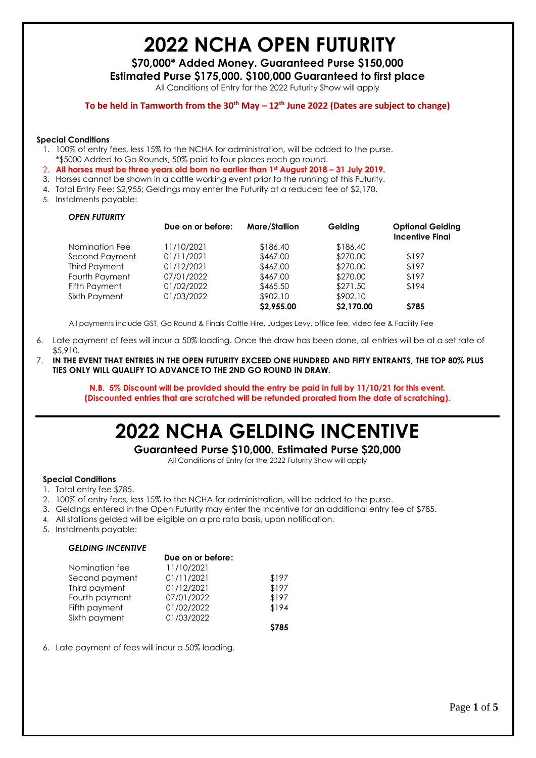# 2022 NCHA OPEN FUTURITY

**\$70,000* Added Money. Guaranteed Purse \$150,000**

**Estimated Purse \$175,000. \$100,000 Guaranteed to first place**

All Conditions of Entry for the 2022 Futurity Show will apply

**To be held in Tamworth from the 30th May – 12th June 2022 (Dates are subject to change)**

**Special Conditions**

1. 100% of entry fees, less 15% to the NCHA for administration, will be added to the purse. *\$5000 Added to Go Rounds, 50% paid to four places each go round.
2. **All horses must be three years old born no earlier than 1st August 2018 – 31 July 2019.**
3. Horses cannot be shown in a cattle working event prior to the running of this Futurity.
4. Total Entry Fee: \$2,955; Geldings may enter the Futurity at a reduced fee of \$2,170.
5. Instalments payable:

***OPEN FUTURITY***

| | Due on or before: | Mare/Stallion | Gelding | Optional Gelding Incentive Final |
|---|---|---|---|---|
| Nomination Fee | 11/10/2021 | \$186.40 | \$186.40 | |
| Second Payment | 01/11/2021 | \$467.00 | \$270.00 | \$197 |
| Third Payment | 01/12/2021 | \$467.00 | \$270.00 | \$197 |
| Fourth Payment | 07/01/2022 | \$467.00 | \$270.00 | \$197 |
| Fifth Payment | 01/02/2022 | \$465.50 | \$271.50 | \$194 |
| Sixth Payment | 01/03/2022 | \$902.10 | \$902.10 | |
| | | **\$2,955.00** | **\$2,170.00** | **\$785** |

All payments include GST, Go Round & Finals Cattle Hire, Judges Levy, office fee, video fee & Facility Fee

6. Late payment of fees will incur a 50% loading. Once the draw has been done, all entries will be at a set rate of \$5,910.
7. **IN THE EVENT THAT ENTRIES IN THE OPEN FUTURITY EXCEED ONE HUNDRED AND FIFTY ENTRANTS, THE TOP 80% PLUS TIES ONLY WILL QUALIFY TO ADVANCE TO THE 2ND GO ROUND IN DRAW.**

**N.B. 5% Discount will be provided should the entry be paid in full by 11/10/21 for this event. (Discounted entries that are scratched will be refunded prorated from the date of scratching).**

# 2022 NCHA GELDING INCENTIVE

**Guaranteed Purse \$10,000. Estimated Purse \$20,000**

All Conditions of Entry for the 2022 Futurity Show will apply

**Special Conditions**

1. Total entry fee \$785.
2. 100% of entry fees, less 15% to the NCHA for administration, will be added to the purse.
3. Geldings entered in the Open Futurity may enter the Incentive for an additional entry fee of \$785.
4. All stallions gelded will be eligible on a pro rata basis, upon notification.
5. Instalments payable:

***GELDING INCENTIVE***

| | Due on or before: | |
|---|---|---|
| Nomination fee | 11/10/2021 | |
| Second payment | 01/11/2021 | \$197 |
| Third payment | 01/12/2021 | \$197 |
| Fourth payment | 07/01/2022 | \$197 |
| Fifth payment | 01/02/2022 | \$194 |
| Sixth payment | 01/03/2022 | |
| | | **\$785** |

6. Late payment of fees will incur a 50% loading.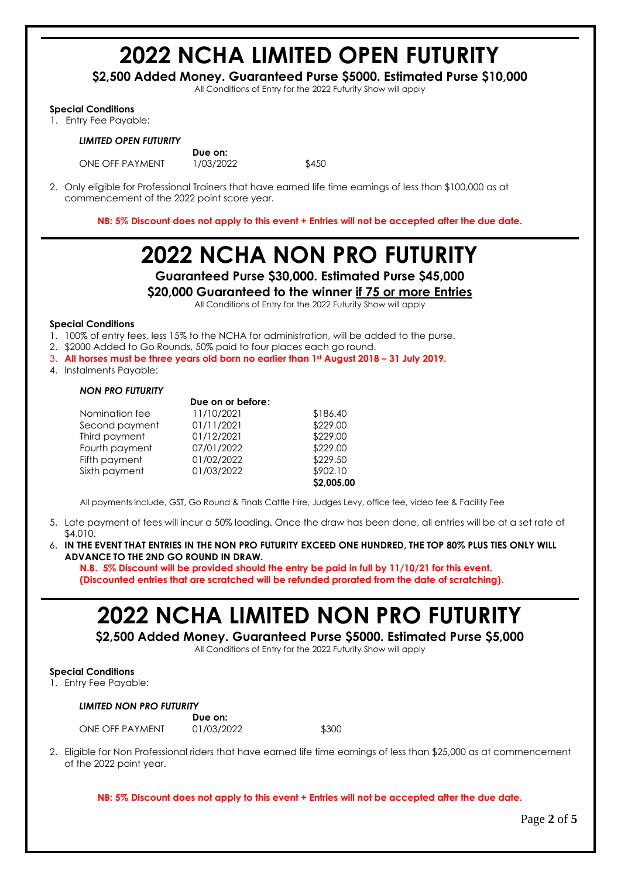# 2022 NCHA LIMITED OPEN FUTURITY

**\$2,500 Added Money. Guaranteed Purse \$5000. Estimated Purse \$10,000**

All Conditions of Entry for the 2022 Futurity Show will apply

**Special Conditions**

1. Entry Fee Payable:

***LIMITED OPEN FUTURITY***

| | **Due on:** | |
|---|---|---|
| ONE OFF PAYMENT | 1/03/2022 | \$450 |

2. Only eligible for Professional Trainers that have earned life time earnings of less than \$100,000 as at commencement of the 2022 point score year.

**NB: 5% Discount does not apply to this event + Entries will not be accepted after the due date.**

# 2022 NCHA NON PRO FUTURITY

**Guaranteed Purse \$30,000. Estimated Purse \$45,000**

**\$20,000 Guaranteed to the winner <u>if 75 or more Entries</u>**

All Conditions of Entry for the 2022 Futurity Show will apply

**Special Conditions**

1. 100% of entry fees, less 15% to the NCHA for administration, will be added to the purse.
2. \$2000 Added to Go Rounds, 50% paid to four places each go round.
3. **All horses must be three years old born no earlier than 1st August 2018 – 31 July 2019.**
4. Instalments Payable:

***NON PRO FUTURITY***

| | **Due on or before:** | |
|---|---|---|
| Nomination fee | 11/10/2021 | \$186.40 |
| Second payment | 01/11/2021 | \$229.00 |
| Third payment | 01/12/2021 | \$229.00 |
| Fourth payment | 07/01/2022 | \$229.00 |
| Fifth payment | 01/02/2022 | \$229.50 |
| Sixth payment | 01/03/2022 | \$902.10 |
| | | **\$2,005.00** |

All payments include, GST, Go Round & Finals Cattle Hire, Judges Levy, office fee, video fee & Facility Fee

5. Late payment of fees will incur a 50% loading. Once the draw has been done, all entries will be at a set rate of \$4,010.
6. **IN THE EVENT THAT ENTRIES IN THE NON PRO FUTURITY EXCEED ONE HUNDRED, THE TOP 80% PLUS TIES ONLY WILL ADVANCE TO THE 2ND GO ROUND IN DRAW.**

   **N.B. 5% Discount will be provided should the entry be paid in full by 11/10/21 for this event.**
   **(Discounted entries that are scratched will be refunded prorated from the date of scratching).**

# 2022 NCHA LIMITED NON PRO FUTURITY

**\$2,500 Added Money. Guaranteed Purse \$5000. Estimated Purse \$5,000**

All Conditions of Entry for the 2022 Futurity Show will apply

**Special Conditions**

1. Entry Fee Payable:

***LIMITED NON PRO FUTURITY***

| | **Due on:** | |
|---|---|---|
| ONE OFF PAYMENT | 01/03/2022 | \$300 |

2. Eligible for Non Professional riders that have earned life time earnings of less than \$25,000 as at commencement of the 2022 point year.

**NB: 5% Discount does not apply to this event + Entries will not be accepted after the due date.**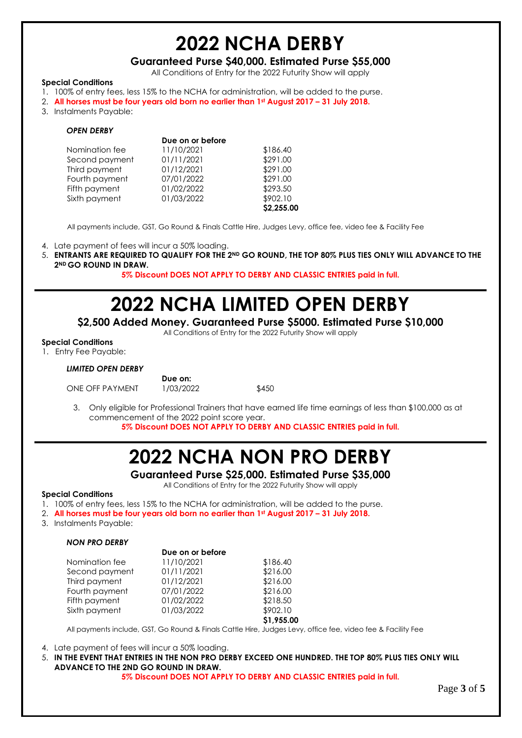# 2022 NCHA DERBY

## Guaranteed Purse $40,000. Estimated Purse $55,000

All Conditions of Entry for the 2022 Futurity Show will apply

**Special Conditions**

1. 100% of entry fees, less 15% to the NCHA for administration, will be added to the purse.
2. **All horses must be four years old born no earlier than 1st August 2017 – 31 July 2018.**
3. Instalments Payable:

***OPEN DERBY***

| | Due on or before | |
|---|---|---|
| Nomination fee | 11/10/2021 | $186.40 |
| Second payment | 01/11/2021 | $291.00 |
| Third payment | 01/12/2021 | $291.00 |
| Fourth payment | 07/01/2022 | $291.00 |
| Fifth payment | 01/02/2022 | $293.50 |
| Sixth payment | 01/03/2022 | $902.10 |
| | | **$2,255.00** |

All payments include, GST, Go Round & Finals Cattle Hire, Judges Levy, office fee, video fee & Facility Fee

4. Late payment of fees will incur a 50% loading.
5. **ENTRANTS ARE REQUIRED TO QUALIFY FOR THE 2ND GO ROUND, THE TOP 80% PLUS TIES ONLY WILL ADVANCE TO THE 2ND GO ROUND IN DRAW.**

**5% Discount DOES NOT APPLY TO DERBY AND CLASSIC ENTRIES paid in full.**

# 2022 NCHA LIMITED OPEN DERBY

## $2,500 Added Money. Guaranteed Purse $5000. Estimated Purse $10,000

All Conditions of Entry for the 2022 Futurity Show will apply

**Special Conditions**

1. Entry Fee Payable:

***LIMITED OPEN DERBY***

| | Due on: | |
|---|---|---|
| ONE OFF PAYMENT | 1/03/2022 | $450 |

3. Only eligible for Professional Trainers that have earned life time earnings of less than $100,000 as at commencement of the 2022 point score year.

**5% Discount DOES NOT APPLY TO DERBY AND CLASSIC ENTRIES paid in full.**

# 2022 NCHA NON PRO DERBY

## Guaranteed Purse $25,000. Estimated Purse $35,000

All Conditions of Entry for the 2022 Futurity Show will apply

**Special Conditions**

1. 100% of entry fees, less 15% to the NCHA for administration, will be added to the purse.
2. **All horses must be four years old born no earlier than 1st August 2017 – 31 July 2018.**
3. Instalments Payable:

***NON PRO DERBY***

| | Due on or before | |
|---|---|---|
| Nomination fee | 11/10/2021 | $186.40 |
| Second payment | 01/11/2021 | $216.00 |
| Third payment | 01/12/2021 | $216.00 |
| Fourth payment | 07/01/2022 | $216.00 |
| Fifth payment | 01/02/2022 | $218.50 |
| Sixth payment | 01/03/2022 | $902.10 |
| | | **$1,955.00** |

All payments include, GST, Go Round & Finals Cattle Hire, Judges Levy, office fee, video fee & Facility Fee

4. Late payment of fees will incur a 50% loading.
5. **IN THE EVENT THAT ENTRIES IN THE NON PRO DERBY EXCEED ONE HUNDRED. THE TOP 80% PLUS TIES ONLY WILL ADVANCE TO THE 2ND GO ROUND IN DRAW.**

**5% Discount DOES NOT APPLY TO DERBY AND CLASSIC ENTRIES paid in full.**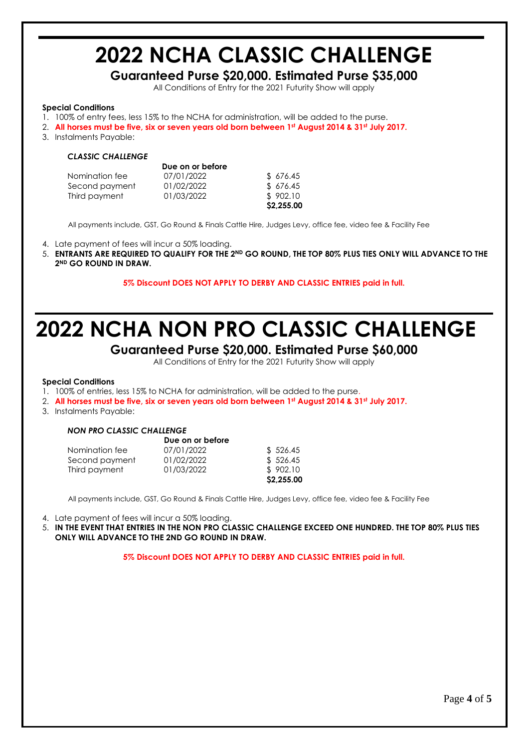# 2022 NCHA CLASSIC CHALLENGE

## Guaranteed Purse $20,000. Estimated Purse $35,000

All Conditions of Entry for the 2021 Futurity Show will apply

**Special Conditions**

1. 100% of entry fees, less 15% to the NCHA for administration, will be added to the purse.
2. **All horses must be five, six or seven years old born between 1st August 2014 & 31st July 2017.**
3. Instalments Payable:

***CLASSIC CHALLENGE***

| | Due on or before | |
|---|---|---|
| Nomination fee | 07/01/2022 | $ 676.45 |
| Second payment | 01/02/2022 | $ 676.45 |
| Third payment | 01/03/2022 | $ 902.10 |
| | | **$2,255.00** |

All payments include, GST, Go Round & Finals Cattle Hire, Judges Levy, office fee, video fee & Facility Fee

4. Late payment of fees will incur a 50% loading.
5. **ENTRANTS ARE REQUIRED TO QUALIFY FOR THE 2ND GO ROUND, THE TOP 80% PLUS TIES ONLY WILL ADVANCE TO THE 2ND GO ROUND IN DRAW.**

**5% Discount DOES NOT APPLY TO DERBY AND CLASSIC ENTRIES paid in full.**

# 2022 NCHA NON PRO CLASSIC CHALLENGE

## Guaranteed Purse $20,000. Estimated Purse $60,000

All Conditions of Entry for the 2021 Futurity Show will apply

**Special Conditions**

1. 100% of entries, less 15% to NCHA for administration, will be added to the purse.
2. **All horses must be five, six or seven years old born between 1st August 2014 & 31st July 2017.**
3. Instalments Payable:

***NON PRO CLASSIC CHALLENGE***

| | Due on or before | |
|---|---|---|
| Nomination fee | 07/01/2022 | $ 526.45 |
| Second payment | 01/02/2022 | $ 526.45 |
| Third payment | 01/03/2022 | $ 902.10 |
| | | **$2,255.00** |

All payments include, GST, Go Round & Finals Cattle Hire, Judges Levy, office fee, video fee & Facility Fee

4. Late payment of fees will incur a 50% loading.
5. **IN THE EVENT THAT ENTRIES IN THE NON PRO CLASSIC CHALLENGE EXCEED ONE HUNDRED. THE TOP 80% PLUS TIES ONLY WILL ADVANCE TO THE 2ND GO ROUND IN DRAW.**

**5% Discount DOES NOT APPLY TO DERBY AND CLASSIC ENTRIES paid in full.**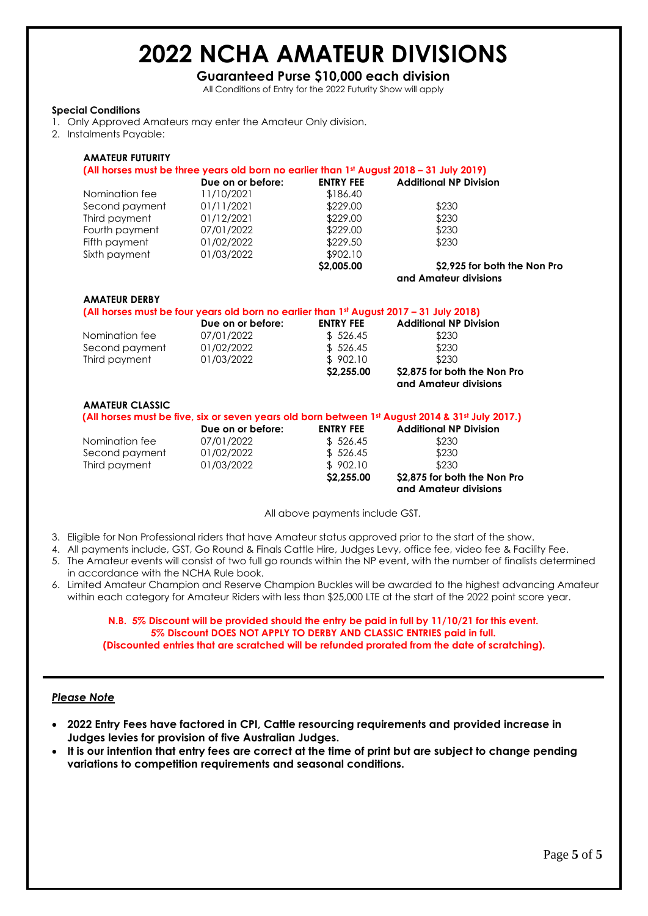# 2022 NCHA AMATEUR DIVISIONS

## Guaranteed Purse $10,000 each division

All Conditions of Entry for the 2022 Futurity Show will apply

**Special Conditions**

1. Only Approved Amateurs may enter the Amateur Only division.
2. Instalments Payable:

**AMATEUR FUTURITY**

**(All horses must be three years old born no earlier than 1st August 2018 – 31 July 2019)**

| | Due on or before: | ENTRY FEE | Additional NP Division |
|---|---|---|---|
| Nomination fee | 11/10/2021 | $186.40 | |
| Second payment | 01/11/2021 | $229.00 | $230 |
| Third payment | 01/12/2021 | $229.00 | $230 |
| Fourth payment | 07/01/2022 | $229.00 | $230 |
| Fifth payment | 01/02/2022 | $229.50 | $230 |
| Sixth payment | 01/03/2022 | $902.10 | |
| | | **$2,005.00** | **$2,925 for both the Non Pro and Amateur divisions** |

**AMATEUR DERBY**

**(All horses must be four years old born no earlier than 1st August 2017 – 31 July 2018)**

| | Due on or before: | ENTRY FEE | Additional NP Division |
|---|---|---|---|
| Nomination fee | 07/01/2022 | $ 526.45 | $230 |
| Second payment | 01/02/2022 | $ 526.45 | $230 |
| Third payment | 01/03/2022 | $ 902.10 | $230 |
| | | **$2,255.00** | **$2,875 for both the Non Pro and Amateur divisions** |

**AMATEUR CLASSIC**

**(All horses must be five, six or seven years old born between 1st August 2014 & 31st July 2017.)**

| | Due on or before: | ENTRY FEE | Additional NP Division |
|---|---|---|---|
| Nomination fee | 07/01/2022 | $ 526.45 | $230 |
| Second payment | 01/02/2022 | $ 526.45 | $230 |
| Third payment | 01/03/2022 | $ 902.10 | $230 |
| | | **$2,255.00** | **$2,875 for both the Non Pro and Amateur divisions** |

All above payments include GST.

3. Eligible for Non Professional riders that have Amateur status approved prior to the start of the show.
4. All payments include, GST, Go Round & Finals Cattle Hire, Judges Levy, office fee, video fee & Facility Fee.
5. The Amateur events will consist of two full go rounds within the NP event, with the number of finalists determined in accordance with the NCHA Rule book.
6. Limited Amateur Champion and Reserve Champion Buckles will be awarded to the highest advancing Amateur within each category for Amateur Riders with less than $25,000 LTE at the start of the 2022 point score year.

**N.B. 5% Discount will be provided should the entry be paid in full by 11/10/21 for this event.**
**5% Discount DOES NOT APPLY TO DERBY AND CLASSIC ENTRIES paid in full.**
**(Discounted entries that are scratched will be refunded prorated from the date of scratching).**

***Please Note***

- **2022 Entry Fees have factored in CPI, Cattle resourcing requirements and provided increase in Judges levies for provision of five Australian Judges.**
- **It is our intention that entry fees are correct at the time of print but are subject to change pending variations to competition requirements and seasonal conditions.**